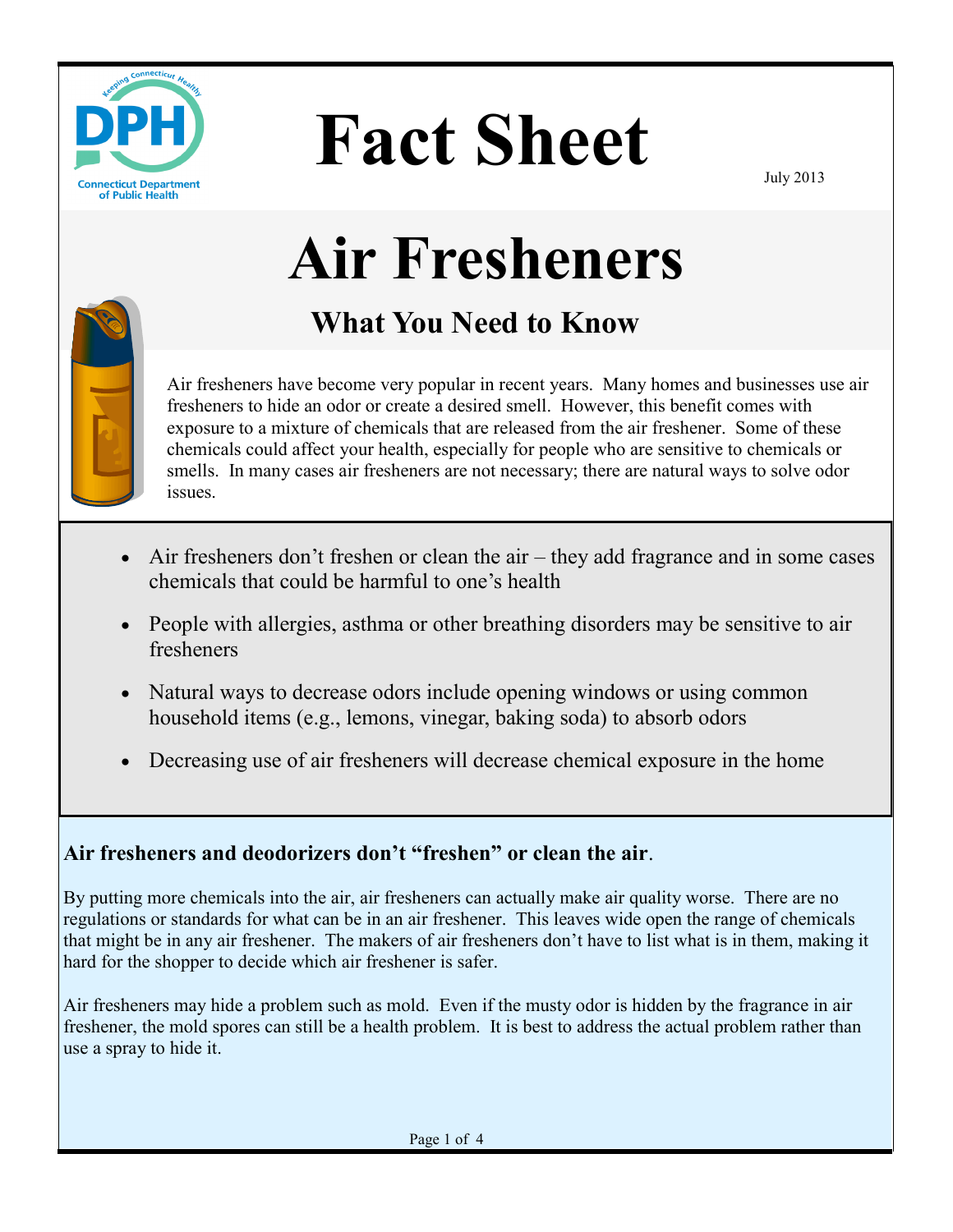Connecticut Department of Public Health

# Fact Sheet

July 2013

# Air Fresheners

## What You Need to Know

Air fresheners have become very popular in recent years. Many homes and businesses use air fresheners to hide an odor or create a desired smell. However, this benefit comes with exposure to a mixture of chemicals that are released from the air freshener. Some of these chemicals could affect your health, especially for people who are sensitive to chemicals or smells. In many cases air fresheners are not necessary; there are natural ways to solve odor issues.

- Air fresheners don't freshen or clean the air – they add fragrance and in some cases chemicals that could be harmful to one's health
- People with allergies, asthma or other breathing disorders may be sensitive to air fresheners
- Natural ways to decrease odors include opening windows or using common household items (e.g., lemons, vinegar, baking soda) to absorb odors
- Decreasing use of air fresheners will decrease chemical exposure in the home

**Air fresheners and deodorizers don't "freshen" or clean the air**.

By putting more chemicals into the air, air fresheners can actually make air quality worse. There are no regulations or standards for what can be in an air freshener. This leaves wide open the range of chemicals that might be in any air freshener. The makers of air fresheners don't have to list what is in them, making it hard for the shopper to decide which air freshener is safer.

Air fresheners may hide a problem such as mold. Even if the musty odor is hidden by the fragrance in air freshener, the mold spores can still be a health problem. It is best to address the actual problem rather than use a spray to hide it.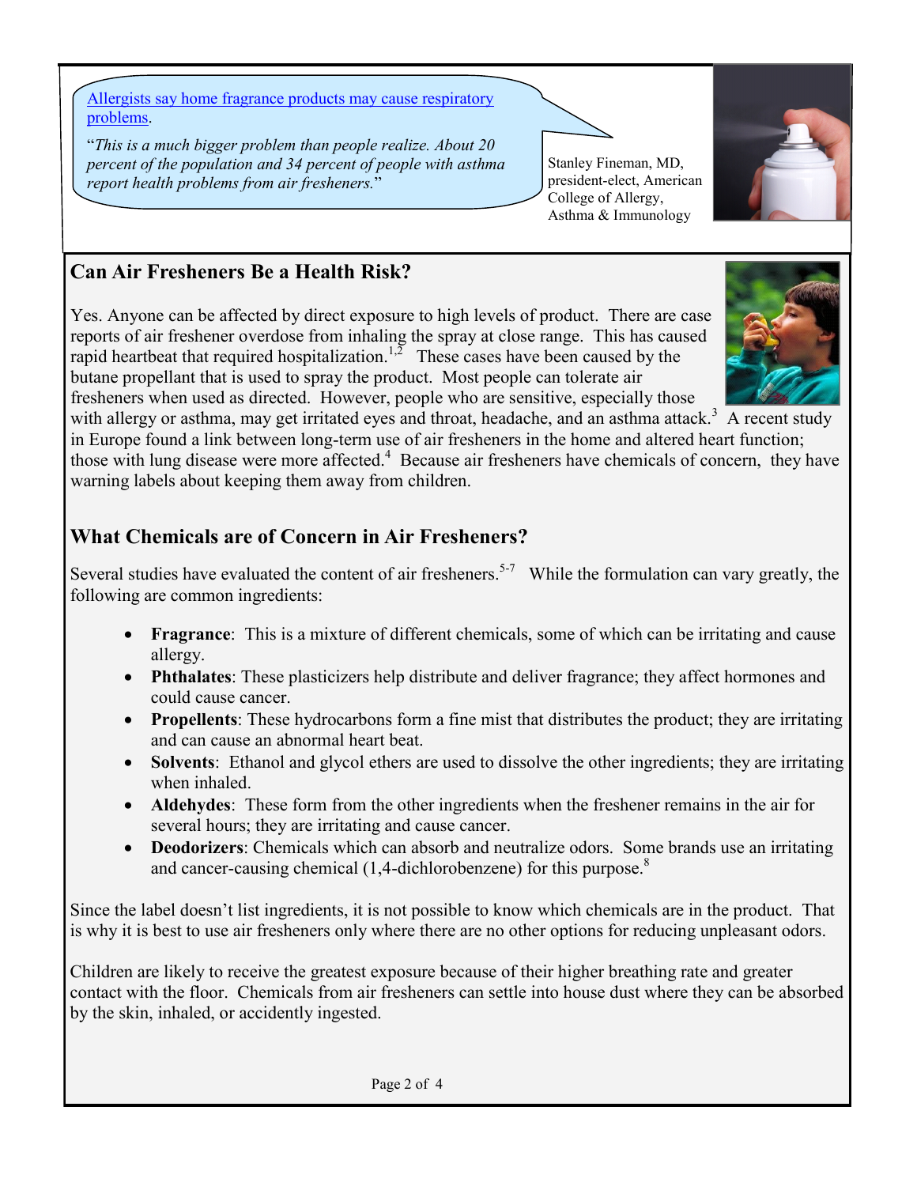[Allergists say home fragrance products may cause respiratory problems](#).

"*This is a much bigger problem than people realize. About 20 percent of the population and 34 percent of people with asthma report health problems from air fresheners.*"

Stanley Fineman, MD, president-elect, American College of Allergy, Asthma & Immunology

## Can Air Fresheners Be a Health Risk?

Yes. Anyone can be affected by direct exposure to high levels of product. There are case reports of air freshener overdose from inhaling the spray at close range. This has caused rapid heartbeat that required hospitalization.[1,2] These cases have been caused by the butane propellant that is used to spray the product. Most people can tolerate air fresheners when used as directed. However, people who are sensitive, especially those with allergy or asthma, may get irritated eyes and throat, headache, and an asthma attack.[3] A recent study in Europe found a link between long-term use of air fresheners in the home and altered heart function; those with lung disease were more affected.[4] Because air fresheners have chemicals of concern, they have warning labels about keeping them away from children.

## What Chemicals are of Concern in Air Fresheners?

Several studies have evaluated the content of air fresheners.[5-7] While the formulation can vary greatly, the following are common ingredients:

- **Fragrance**: This is a mixture of different chemicals, some of which can be irritating and cause allergy.
- **Phthalates**: These plasticizers help distribute and deliver fragrance; they affect hormones and could cause cancer.
- **Propellents**: These hydrocarbons form a fine mist that distributes the product; they are irritating and can cause an abnormal heart beat.
- **Solvents**: Ethanol and glycol ethers are used to dissolve the other ingredients; they are irritating when inhaled.
- **Aldehydes**: These form from the other ingredients when the freshener remains in the air for several hours; they are irritating and cause cancer.
- **Deodorizers**: Chemicals which can absorb and neutralize odors. Some brands use an irritating and cancer-causing chemical (1,4-dichlorobenzene) for this purpose.[8]

Since the label doesn't list ingredients, it is not possible to know which chemicals are in the product. That is why it is best to use air fresheners only where there are no other options for reducing unpleasant odors.

Children are likely to receive the greatest exposure because of their higher breathing rate and greater contact with the floor. Chemicals from air fresheners can settle into house dust where they can be absorbed by the skin, inhaled, or accidently ingested.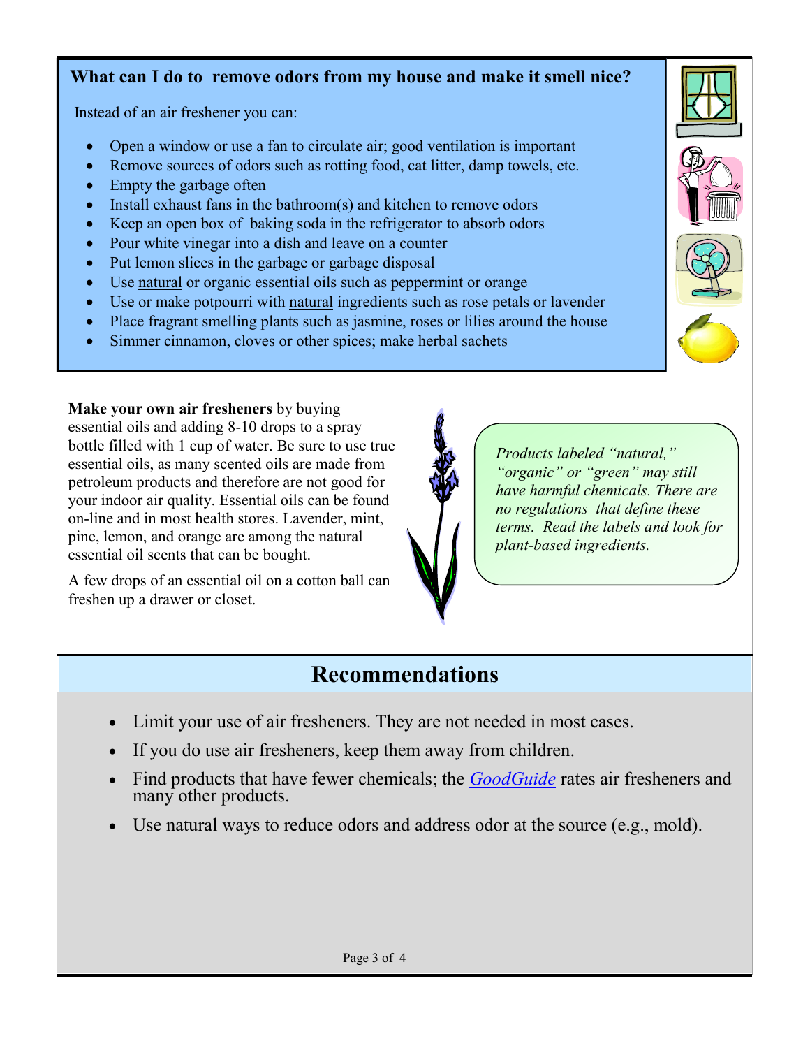### What can I do to remove odors from my house and make it smell nice?

Instead of an air freshener you can:

- Open a window or use a fan to circulate air; good ventilation is important
- Remove sources of odors such as rotting food, cat litter, damp towels, etc.
- Empty the garbage often
- Install exhaust fans in the bathroom(s) and kitchen to remove odors
- Keep an open box of baking soda in the refrigerator to absorb odors
- Pour white vinegar into a dish and leave on a counter
- Put lemon slices in the garbage or garbage disposal
- Use natural or organic essential oils such as peppermint or orange
- Use or make potpourri with natural ingredients such as rose petals or lavender
- Place fragrant smelling plants such as jasmine, roses or lilies around the house
- Simmer cinnamon, cloves or other spices; make herbal sachets

**Make your own air fresheners** by buying essential oils and adding 8-10 drops to a spray bottle filled with 1 cup of water. Be sure to use true essential oils, as many scented oils are made from petroleum products and therefore are not good for your indoor air quality. Essential oils can be found on-line and in most health stores. Lavender, mint, pine, lemon, and orange are among the natural essential oil scents that can be bought.

A few drops of an essential oil on a cotton ball can freshen up a drawer or closet.

*Products labeled "natural," "organic" or "green" may still have harmful chemicals. There are no regulations that define these terms. Read the labels and look for plant-based ingredients.*

## Recommendations

- Limit your use of air fresheners. They are not needed in most cases.
- If you do use air fresheners, keep them away from children.
- Find products that have fewer chemicals; the *GoodGuide* rates air fresheners and many other products.
- Use natural ways to reduce odors and address odor at the source (e.g., mold).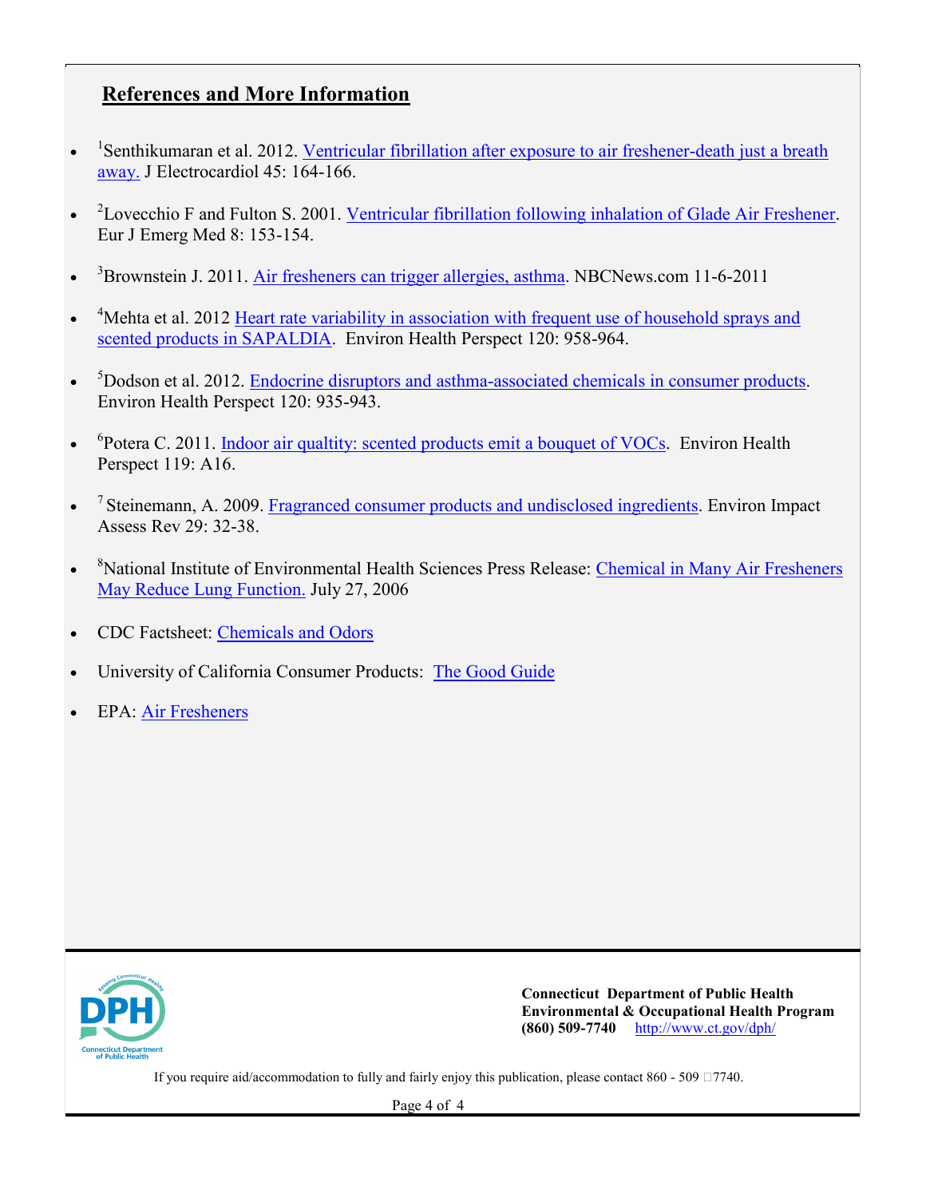## References and More Information

- [1]Senthikumaran et al. 2012. Ventricular fibrillation after exposure to air freshener-death just a breath away. J Electrocardiol 45: 164-166.
- [2]Lovecchio F and Fulton S. 2001. Ventricular fibrillation following inhalation of Glade Air Freshener. Eur J Emerg Med 8: 153-154.
- [3]Brownstein J. 2011. Air fresheners can trigger allergies, asthma. NBCNews.com 11-6-2011
- [4]Mehta et al. 2012 Heart rate variability in association with frequent use of household sprays and scented products in SAPALDIA. Environ Health Perspect 120: 958-964.
- [5]Dodson et al. 2012. Endocrine disruptors and asthma-associated chemicals in consumer products. Environ Health Perspect 120: 935-943.
- [6]Potera C. 2011. Indoor air qualtity: scented products emit a bouquet of VOCs. Environ Health Perspect 119: A16.
- [7] Steinemann, A. 2009. Fragranced consumer products and undisclosed ingredients. Environ Impact Assess Rev 29: 32-38.
- [8]National Institute of Environmental Health Sciences Press Release: Chemical in Many Air Fresheners May Reduce Lung Function. July 27, 2006
- CDC Factsheet: Chemicals and Odors
- University of California Consumer Products: The Good Guide
- EPA: Air Fresheners

**Connecticut Department of Public Health**
**Environmental & Occupational Health Program**
**(860) 509-7740** http://www.ct.gov/dph/

If you require aid/accommodation to fully and fairly enjoy this publication, please contact 860 - 509 7740.